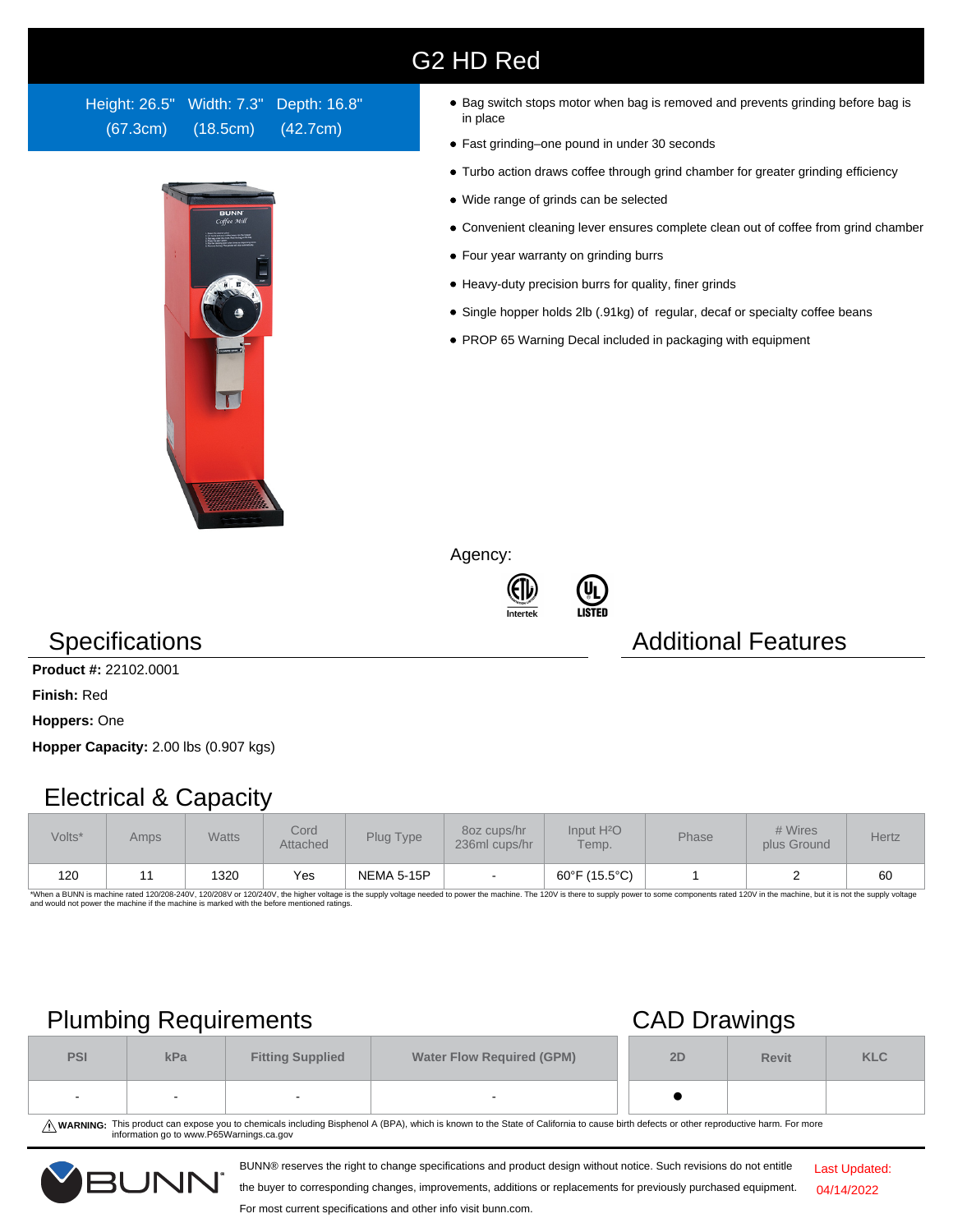# G2 HD Red

Height: 26.5" (67.3cm) Width: 7.3" (18.5cm) Depth: 16.8" (42.7cm)

- Bag switch stops motor when bag is removed and prevents grinding before bag is in place
- Fast grinding–one pound in under 30 seconds
- Turbo action draws coffee through grind chamber for greater grinding efficiency
- Wide range of grinds can be selected
- Convenient cleaning lever ensures complete clean out of coffee from grind chamber
- Four year warranty on grinding burrs
- Heavy-duty precision burrs for quality, finer grinds
- Single hopper holds 2lb (.91kg) of regular, decaf or specialty coffee beans
- PROP 65 Warning Decal included in packaging with equipment

Agency:

Intertek

LISTED

## Specifications

**Product #:** 22102.0001

**Finish:** Red

**Hoppers:** One

**Hopper Capacity:** 2.00 lbs (0.907 kgs)

## Additional Features

## Electrical & Capacity

| Volts* | Amps | Watts | Cord Attached | Plug Type | 8oz cups/hr 236ml cups/hr | Input $H_2O$ Temp. | Phase | # Wires plus Ground | Hertz |
|---|---|---|---|---|---|---|---|---|---|
| 120 | 11 | 1320 | Yes | NEMA 5-15P | - | 60°F (15.5°C) | 1 | 2 | 60 |

*When a BUNN is machine rated 120/208-240V, 120/208V or 120/240V, the higher voltage is the supply voltage needed to power the machine. The 120V is there to supply power to some components rated 120V in the machine, but it is not the supply voltage and would not power the machine if the machine is marked with the before mentioned ratings.

## Plumbing Requirements

| PSI | kPa | Fitting Supplied | Water Flow Required (GPM) |
|---|---|---|---|
| - | - | - | - |

## CAD Drawings

| 2D | Revit | KLC |
|---|---|---|
| ● | | |

⚠ **WARNING:** This product can expose you to chemicals including Bisphenol A (BPA), which is known to the State of California to cause birth defects or other reproductive harm. For more information go to www.P65Warnings.ca.gov

BUNN® reserves the right to change specifications and product design without notice. Such revisions do not entitle the buyer to corresponding changes, improvements, additions or replacements for previously purchased equipment. For most current specifications and other info visit bunn.com.

Last Updated: 04/14/2022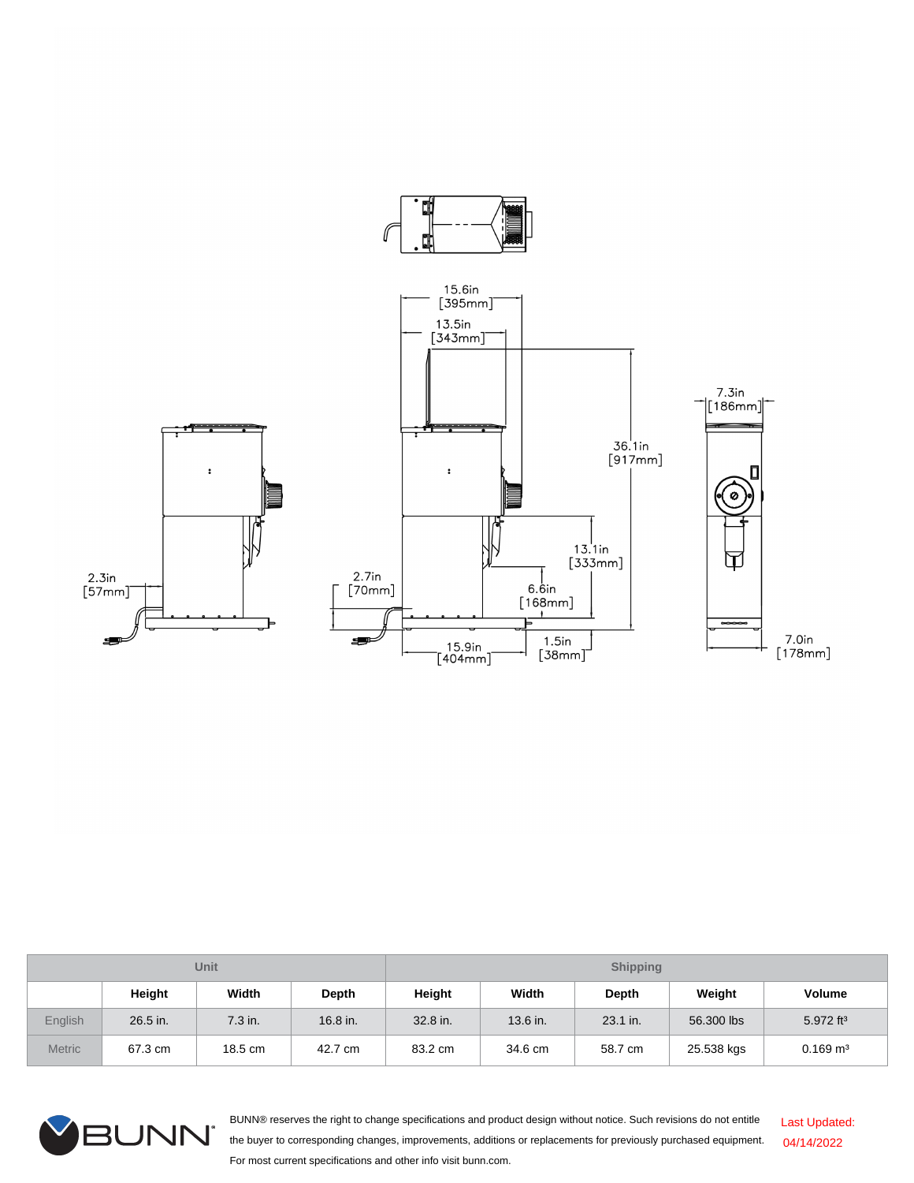15.6in
[395mm]

13.5in
[343mm]

36.1in
[917mm]

7.3in
[186mm]

13.1in
[333mm]

2.3in
[57mm]

2.7in
[70mm]

6.6in
[168mm]

1.5in
[38mm]

15.9in
[404mm]

7.0in
[178mm]

| | Unit | | | Shipping | | | | |
|---|---|---|---|---|---|---|---|---|
| | Height | Width | Depth | Height | Width | Depth | Weight | Volume |
| English | 26.5 in. | 7.3 in. | 16.8 in. | 32.8 in. | 13.6 in. | 23.1 in. | 56.300 lbs | 5.972 ft³ |
| Metric | 67.3 cm | 18.5 cm | 42.7 cm | 83.2 cm | 34.6 cm | 58.7 cm | 25.538 kgs | 0.169 m³ |

BUNN® reserves the right to change specifications and product design without notice. Such revisions do not entitle the buyer to corresponding changes, improvements, additions or replacements for previously purchased equipment. For most current specifications and other info visit bunn.com.

Last Updated: 04/14/2022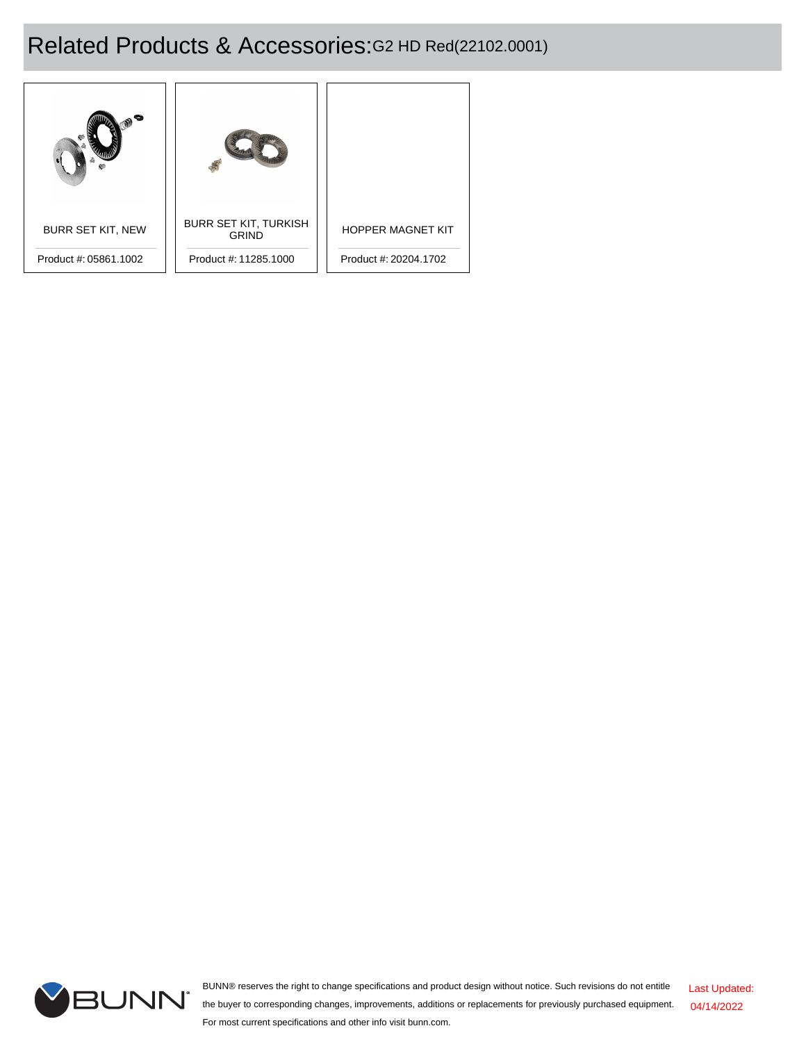# Related Products & Accessories: G2 HD Red(22102.0001)

BURR SET KIT, NEW

Product #: 05861.1002

BURR SET KIT, TURKISH GRIND

Product #: 11285.1000

HOPPER MAGNET KIT

Product #: 20204.1702

BUNN® reserves the right to change specifications and product design without notice. Such revisions do not entitle the buyer to corresponding changes, improvements, additions or replacements for previously purchased equipment. For most current specifications and other info visit bunn.com.

Last Updated: 04/14/2022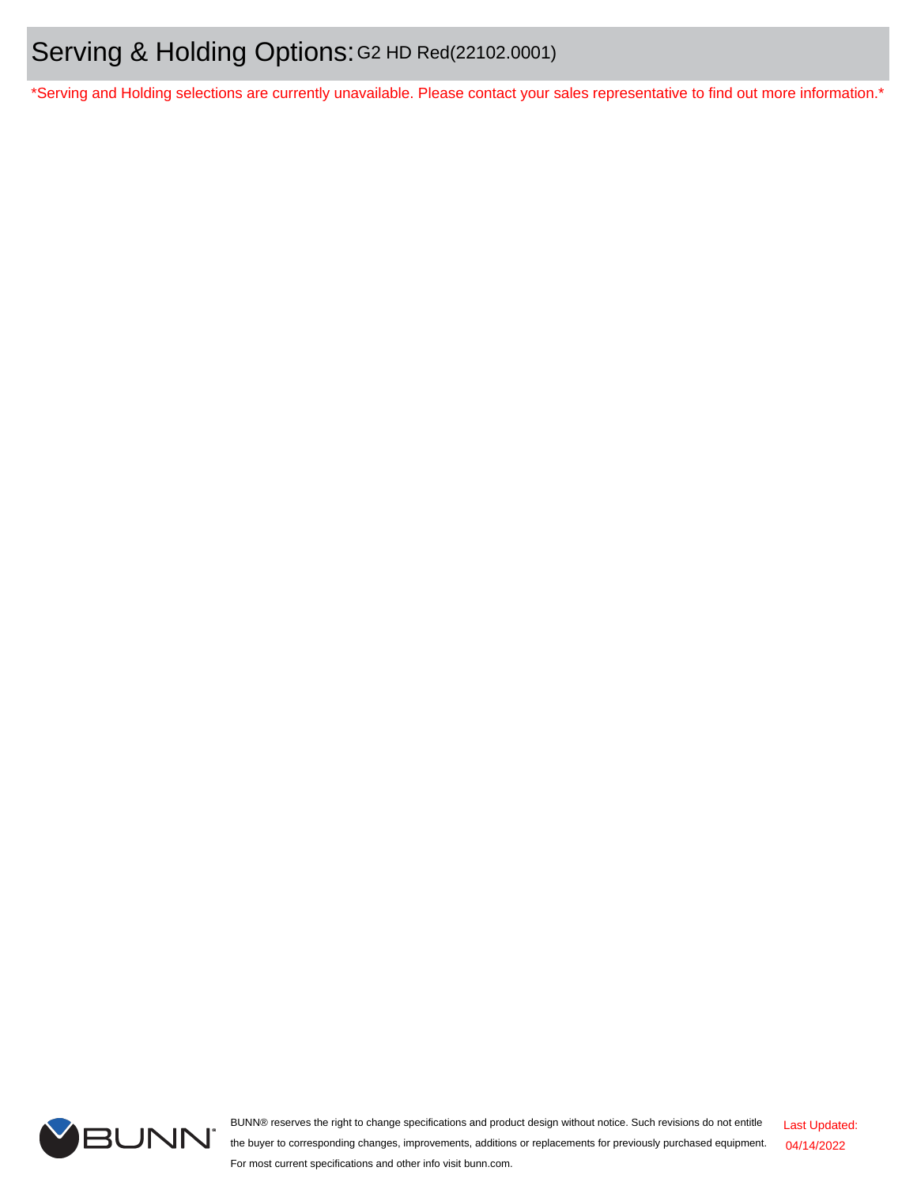# Serving & Holding Options: G2 HD Red(22102.0001)

*Serving and Holding selections are currently unavailable. Please contact your sales representative to find out more information.*

BUNN® reserves the right to change specifications and product design without notice. Such revisions do not entitle the buyer to corresponding changes, improvements, additions or replacements for previously purchased equipment. For most current specifications and other info visit bunn.com.

Last Updated: 04/14/2022